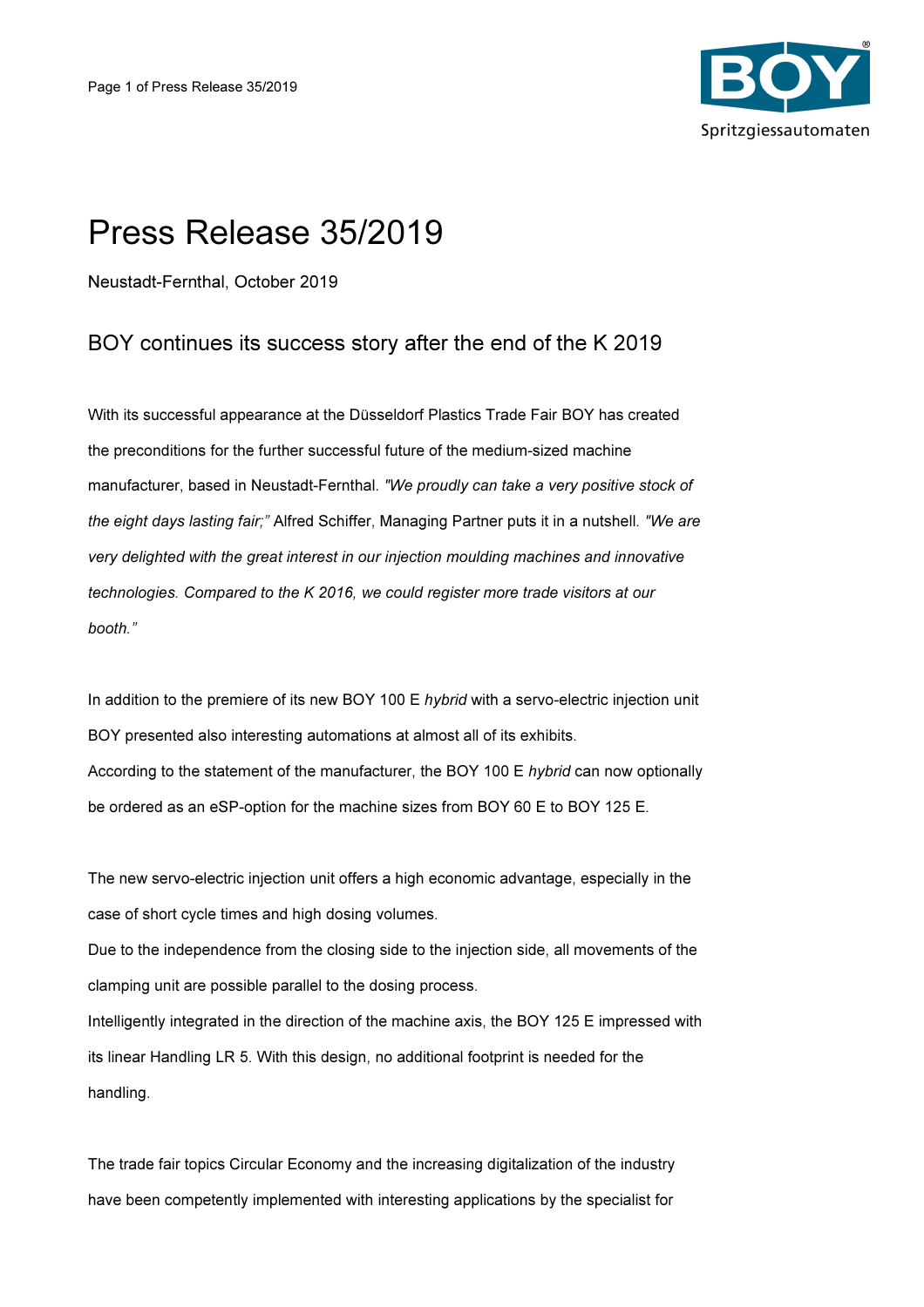# Press Release 35/2019

Neustadt-Fernthal, October 2019

## BOY continues its success story after the end of the K 2019

With its successful appearance at the Düsseldorf Plastics Trade Fair BOY has created the preconditions for the further successful future of the medium-sized machine manufacturer, based in Neustadt-Fernthal. *"We proudly can take a very positive stock of the eight days lasting fair;"* Alfred Schiffer, Managing Partner puts it in a nutshell. *"We are very delighted with the great interest in our injection moulding machines and innovative technologies. Compared to the K 2016, we could register more trade visitors at our booth."*

In addition to the premiere of its new BOY 100 E *hybrid* with a servo-electric injection unit BOY presented also interesting automations at almost all of its exhibits.
According to the statement of the manufacturer, the BOY 100 E *hybrid* can now optionally be ordered as an eSP-option for the machine sizes from BOY 60 E to BOY 125 E.

The new servo-electric injection unit offers a high economic advantage, especially in the case of short cycle times and high dosing volumes.
Due to the independence from the closing side to the injection side, all movements of the clamping unit are possible parallel to the dosing process.
Intelligently integrated in the direction of the machine axis, the BOY 125 E impressed with its linear Handling LR 5. With this design, no additional footprint is needed for the handling.

The trade fair topics Circular Economy and the increasing digitalization of the industry have been competently implemented with interesting applications by the specialist for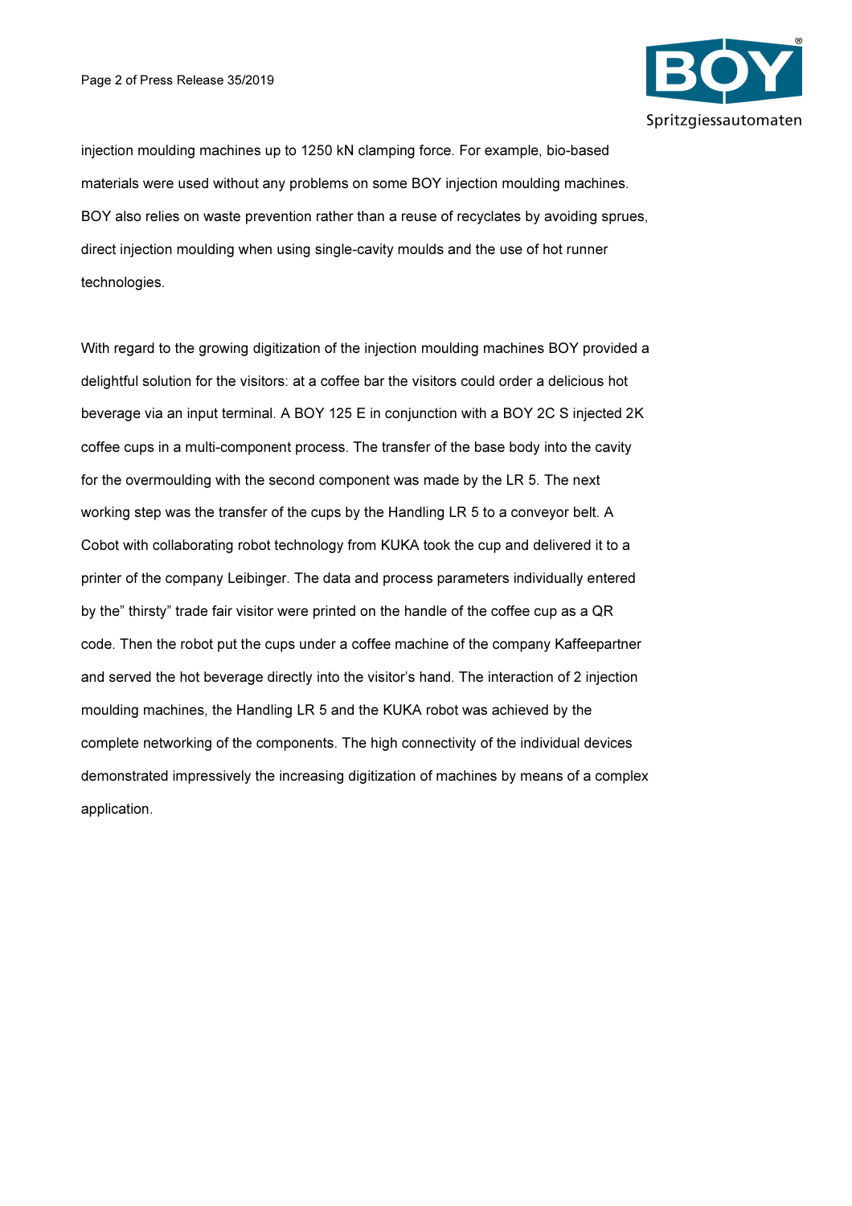injection moulding machines up to 1250 kN clamping force. For example, bio-based materials were used without any problems on some BOY injection moulding machines. BOY also relies on waste prevention rather than a reuse of recyclates by avoiding sprues, direct injection moulding when using single-cavity moulds and the use of hot runner technologies.

With regard to the growing digitization of the injection moulding machines BOY provided a delightful solution for the visitors: at a coffee bar the visitors could order a delicious hot beverage via an input terminal. A BOY 125 E in conjunction with a BOY 2C S injected 2K coffee cups in a multi-component process. The transfer of the base body into the cavity for the overmoulding with the second component was made by the LR 5. The next working step was the transfer of the cups by the Handling LR 5 to a conveyor belt. A Cobot with collaborating robot technology from KUKA took the cup and delivered it to a printer of the company Leibinger. The data and process parameters individually entered by the" thirsty" trade fair visitor were printed on the handle of the coffee cup as a QR code. Then the robot put the cups under a coffee machine of the company Kaffeepartner and served the hot beverage directly into the visitor's hand. The interaction of 2 injection moulding machines, the Handling LR 5 and the KUKA robot was achieved by the complete networking of the components. The high connectivity of the individual devices demonstrated impressively the increasing digitization of machines by means of a complex application.